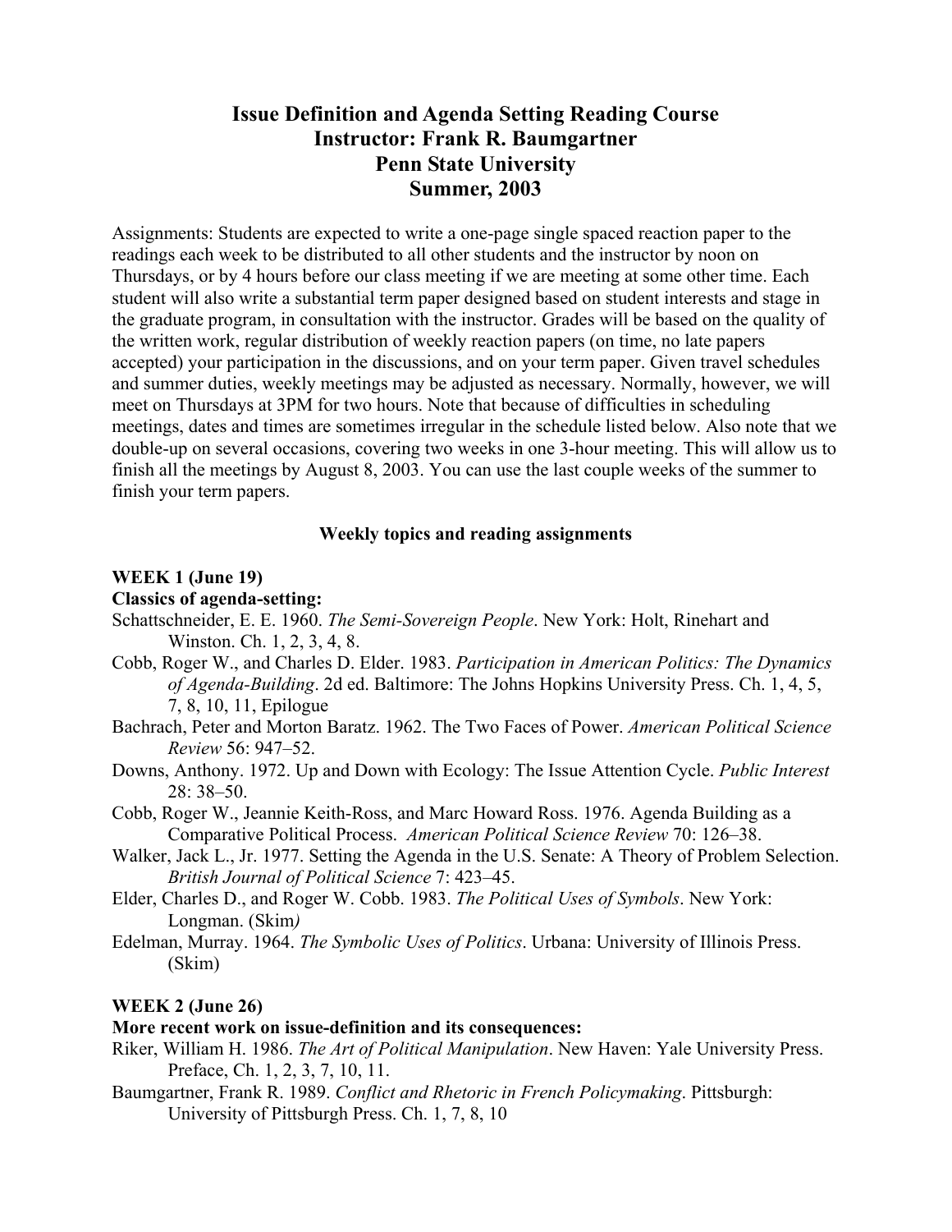# Issue Definition and Agenda Setting Reading Course
# Instructor: Frank R. Baumgartner
# Penn State University
# Summer, 2003

Assignments: Students are expected to write a one-page single spaced reaction paper to the readings each week to be distributed to all other students and the instructor by noon on Thursdays, or by 4 hours before our class meeting if we are meeting at some other time. Each student will also write a substantial term paper designed based on student interests and stage in the graduate program, in consultation with the instructor. Grades will be based on the quality of the written work, regular distribution of weekly reaction papers (on time, no late papers accepted) your participation in the discussions, and on your term paper. Given travel schedules and summer duties, weekly meetings may be adjusted as necessary. Normally, however, we will meet on Thursdays at 3PM for two hours. Note that because of difficulties in scheduling meetings, dates and times are sometimes irregular in the schedule listed below. Also note that we double-up on several occasions, covering two weeks in one 3-hour meeting. This will allow us to finish all the meetings by August 8, 2003. You can use the last couple weeks of the summer to finish your term papers.

### Weekly topics and reading assignments

**WEEK 1 (June 19)**

**Classics of agenda-setting:**

Schattschneider, E. E. 1960. *The Semi-Sovereign People*. New York: Holt, Rinehart and Winston. Ch. 1, 2, 3, 4, 8.

Cobb, Roger W., and Charles D. Elder. 1983. *Participation in American Politics: The Dynamics of Agenda-Building*. 2d ed. Baltimore: The Johns Hopkins University Press. Ch. 1, 4, 5, 7, 8, 10, 11, Epilogue

Bachrach, Peter and Morton Baratz. 1962. The Two Faces of Power. *American Political Science Review* 56: 947–52.

Downs, Anthony. 1972. Up and Down with Ecology: The Issue Attention Cycle. *Public Interest* 28: 38–50.

Cobb, Roger W., Jeannie Keith-Ross, and Marc Howard Ross. 1976. Agenda Building as a Comparative Political Process. *American Political Science Review* 70: 126–38.

Walker, Jack L., Jr. 1977. Setting the Agenda in the U.S. Senate: A Theory of Problem Selection. *British Journal of Political Science* 7: 423–45.

Elder, Charles D., and Roger W. Cobb. 1983. *The Political Uses of Symbols*. New York: Longman. (Skim*)*

Edelman, Murray. 1964. *The Symbolic Uses of Politics*. Urbana: University of Illinois Press. (Skim)

**WEEK 2 (June 26)**

**More recent work on issue-definition and its consequences:**

Riker, William H. 1986. *The Art of Political Manipulation*. New Haven: Yale University Press. Preface, Ch. 1, 2, 3, 7, 10, 11.

Baumgartner, Frank R. 1989. *Conflict and Rhetoric in French Policymaking*. Pittsburgh: University of Pittsburgh Press. Ch. 1, 7, 8, 10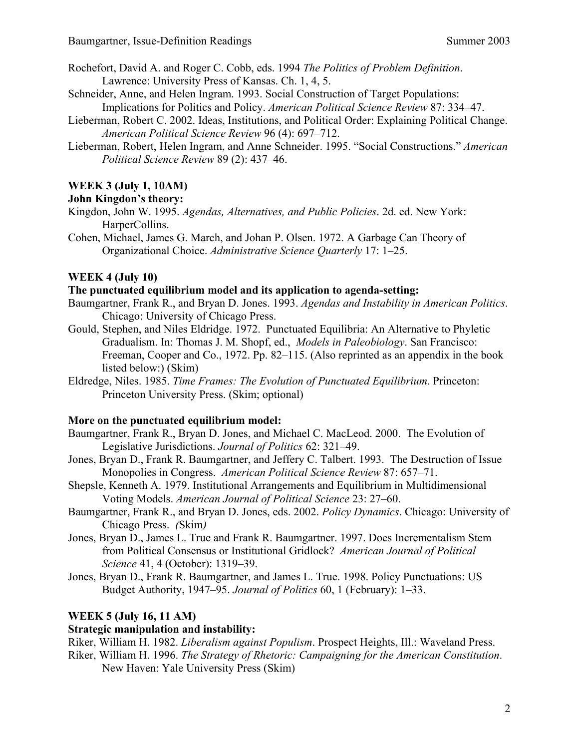Rochefort, David A. and Roger C. Cobb, eds. 1994 *The Politics of Problem Definition*. Lawrence: University Press of Kansas. Ch. 1, 4, 5.

Schneider, Anne, and Helen Ingram. 1993. Social Construction of Target Populations: Implications for Politics and Policy. *American Political Science Review* 87: 334–47.

Lieberman, Robert C. 2002. Ideas, Institutions, and Political Order: Explaining Political Change. *American Political Science Review* 96 (4): 697–712.

Lieberman, Robert, Helen Ingram, and Anne Schneider. 1995. "Social Constructions." *American Political Science Review* 89 (2): 437–46.

**WEEK 3 (July 1, 10AM)**

**John Kingdon's theory:**

Kingdon, John W. 1995. *Agendas, Alternatives, and Public Policies*. 2d. ed. New York: HarperCollins.

Cohen, Michael, James G. March, and Johan P. Olsen. 1972. A Garbage Can Theory of Organizational Choice. *Administrative Science Quarterly* 17: 1–25.

**WEEK 4 (July 10)**

**The punctuated equilibrium model and its application to agenda-setting:**

Baumgartner, Frank R., and Bryan D. Jones. 1993. *Agendas and Instability in American Politics*. Chicago: University of Chicago Press.

Gould, Stephen, and Niles Eldridge. 1972. Punctuated Equilibria: An Alternative to Phyletic Gradualism. In: Thomas J. M. Shopf, ed., *Models in Paleobiology*. San Francisco: Freeman, Cooper and Co., 1972. Pp. 82–115. (Also reprinted as an appendix in the book listed below:) (Skim)

Eldredge, Niles. 1985. *Time Frames: The Evolution of Punctuated Equilibrium*. Princeton: Princeton University Press. (Skim; optional)

**More on the punctuated equilibrium model:**

Baumgartner, Frank R., Bryan D. Jones, and Michael C. MacLeod. 2000. The Evolution of Legislative Jurisdictions. *Journal of Politics* 62: 321–49.

Jones, Bryan D., Frank R. Baumgartner, and Jeffery C. Talbert. 1993. The Destruction of Issue Monopolies in Congress. *American Political Science Review* 87: 657–71.

Shepsle, Kenneth A. 1979. Institutional Arrangements and Equilibrium in Multidimensional Voting Models. *American Journal of Political Science* 23: 27–60.

Baumgartner, Frank R., and Bryan D. Jones, eds. 2002. *Policy Dynamics*. Chicago: University of Chicago Press. *(*Skim*)*

Jones, Bryan D., James L. True and Frank R. Baumgartner. 1997. Does Incrementalism Stem from Political Consensus or Institutional Gridlock? *American Journal of Political Science* 41, 4 (October): 1319–39.

Jones, Bryan D., Frank R. Baumgartner, and James L. True. 1998. Policy Punctuations: US Budget Authority, 1947–95. *Journal of Politics* 60, 1 (February): 1–33.

**WEEK 5 (July 16, 11 AM)**

**Strategic manipulation and instability:**

Riker, William H. 1982. *Liberalism against Populism*. Prospect Heights, Ill.: Waveland Press.

Riker, William H. 1996. *The Strategy of Rhetoric: Campaigning for the American Constitution*. New Haven: Yale University Press (Skim)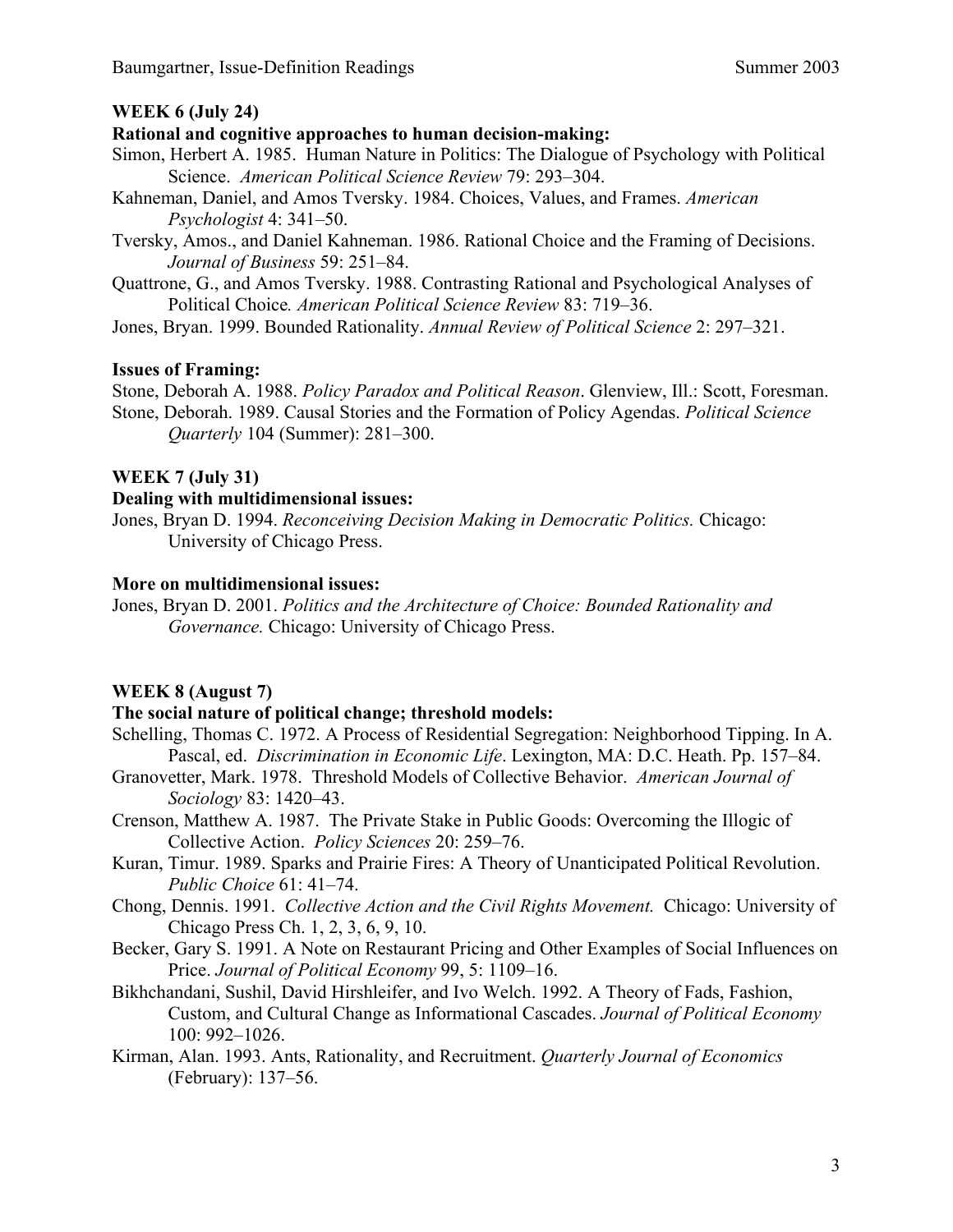**WEEK 6 (July 24)**

**Rational and cognitive approaches to human decision-making:**

Simon, Herbert A. 1985. Human Nature in Politics: The Dialogue of Psychology with Political Science. *American Political Science Review* 79: 293–304.

Kahneman, Daniel, and Amos Tversky. 1984. Choices, Values, and Frames. *American Psychologist* 4: 341–50.

Tversky, Amos., and Daniel Kahneman. 1986. Rational Choice and the Framing of Decisions. *Journal of Business* 59: 251–84.

Quattrone, G., and Amos Tversky. 1988. Contrasting Rational and Psychological Analyses of Political Choice*. American Political Science Review* 83: 719–36.

Jones, Bryan. 1999. Bounded Rationality. *Annual Review of Political Science* 2: 297–321.

**Issues of Framing:**

Stone, Deborah A. 1988. *Policy Paradox and Political Reason*. Glenview, Ill.: Scott, Foresman.

Stone, Deborah. 1989. Causal Stories and the Formation of Policy Agendas. *Political Science Quarterly* 104 (Summer): 281–300.

**WEEK 7 (July 31)**

**Dealing with multidimensional issues:**

Jones, Bryan D. 1994. *Reconceiving Decision Making in Democratic Politics.* Chicago: University of Chicago Press.

**More on multidimensional issues:**

Jones, Bryan D. 2001. *Politics and the Architecture of Choice: Bounded Rationality and Governance.* Chicago: University of Chicago Press.

**WEEK 8 (August 7)**

**The social nature of political change; threshold models:**

Schelling, Thomas C. 1972. A Process of Residential Segregation: Neighborhood Tipping. In A. Pascal, ed. *Discrimination in Economic Life*. Lexington, MA: D.C. Heath. Pp. 157–84.

Granovetter, Mark. 1978. Threshold Models of Collective Behavior. *American Journal of Sociology* 83: 1420–43.

Crenson, Matthew A. 1987. The Private Stake in Public Goods: Overcoming the Illogic of Collective Action. *Policy Sciences* 20: 259–76.

Kuran, Timur. 1989. Sparks and Prairie Fires: A Theory of Unanticipated Political Revolution. *Public Choice* 61: 41–74.

Chong, Dennis. 1991. *Collective Action and the Civil Rights Movement.* Chicago: University of Chicago Press Ch. 1, 2, 3, 6, 9, 10.

Becker, Gary S. 1991. A Note on Restaurant Pricing and Other Examples of Social Influences on Price. *Journal of Political Economy* 99, 5: 1109–16.

Bikhchandani, Sushil, David Hirshleifer, and Ivo Welch. 1992. A Theory of Fads, Fashion, Custom, and Cultural Change as Informational Cascades. *Journal of Political Economy* 100: 992–1026.

Kirman, Alan. 1993. Ants, Rationality, and Recruitment. *Quarterly Journal of Economics* (February): 137–56.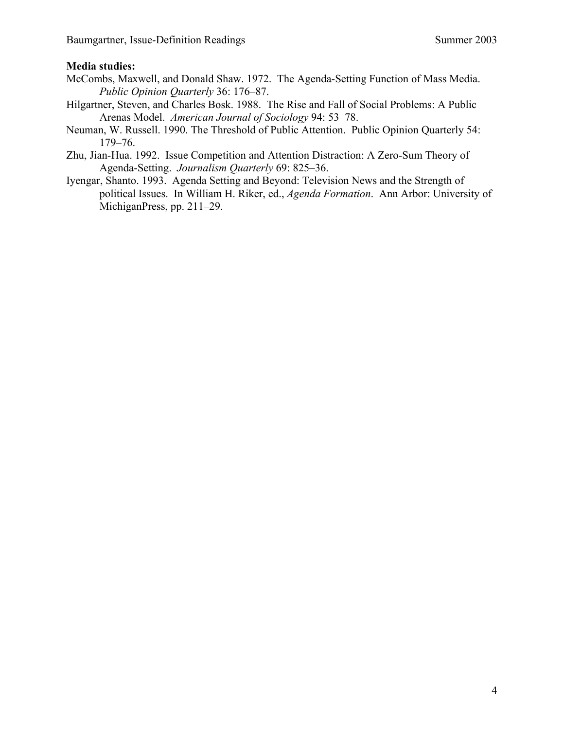**Media studies:**

McCombs, Maxwell, and Donald Shaw. 1972. The Agenda-Setting Function of Mass Media. *Public Opinion Quarterly* 36: 176–87.

Hilgartner, Steven, and Charles Bosk. 1988. The Rise and Fall of Social Problems: A Public Arenas Model. *American Journal of Sociology* 94: 53–78.

Neuman, W. Russell. 1990. The Threshold of Public Attention. Public Opinion Quarterly 54: 179–76.

Zhu, Jian-Hua. 1992. Issue Competition and Attention Distraction: A Zero-Sum Theory of Agenda-Setting. *Journalism Quarterly* 69: 825–36.

Iyengar, Shanto. 1993. Agenda Setting and Beyond: Television News and the Strength of political Issues. In William H. Riker, ed., *Agenda Formation*. Ann Arbor: University of MichiganPress, pp. 211–29.